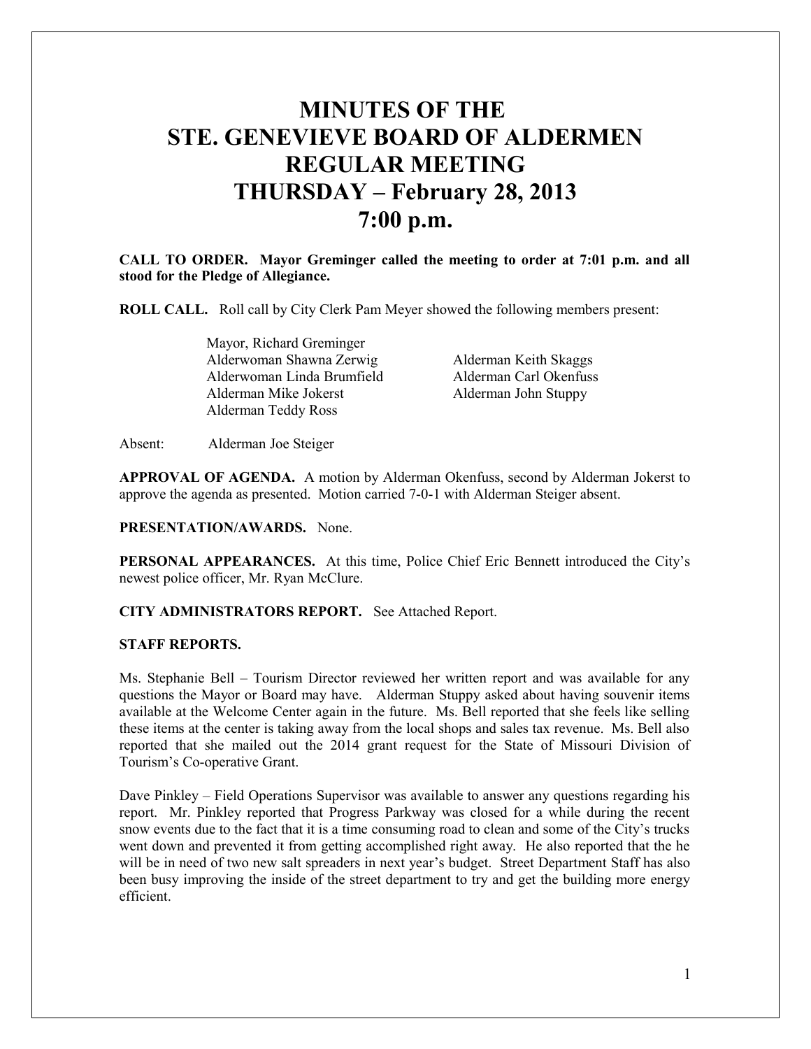# MINUTES OF THE STE. GENEVIEVE BOARD OF ALDERMEN REGULAR MEETING THURSDAY – February 28, 2013 7:00 p.m.

**CALL TO ORDER. Mayor Greminger called the meeting to order at 7:01 p.m. and all stood for the Pledge of Allegiance.**

**ROLL CALL.** Roll call by City Clerk Pam Meyer showed the following members present:

Mayor, Richard Greminger
Alderwoman Shawna Zerwig
Alderwoman Linda Brumfield
Alderman Mike Jokerst
Alderman Teddy Ross
Alderman Keith Skaggs
Alderman Carl Okenfuss
Alderman John Stuppy

Absent: Alderman Joe Steiger

**APPROVAL OF AGENDA.** A motion by Alderman Okenfuss, second by Alderman Jokerst to approve the agenda as presented. Motion carried 7-0-1 with Alderman Steiger absent.

**PRESENTATION/AWARDS.** None.

**PERSONAL APPEARANCES.** At this time, Police Chief Eric Bennett introduced the City's newest police officer, Mr. Ryan McClure.

**CITY ADMINISTRATORS REPORT.** See Attached Report.

**STAFF REPORTS.**

Ms. Stephanie Bell – Tourism Director reviewed her written report and was available for any questions the Mayor or Board may have. Alderman Stuppy asked about having souvenir items available at the Welcome Center again in the future. Ms. Bell reported that she feels like selling these items at the center is taking away from the local shops and sales tax revenue. Ms. Bell also reported that she mailed out the 2014 grant request for the State of Missouri Division of Tourism's Co-operative Grant.

Dave Pinkley – Field Operations Supervisor was available to answer any questions regarding his report. Mr. Pinkley reported that Progress Parkway was closed for a while during the recent snow events due to the fact that it is a time consuming road to clean and some of the City's trucks went down and prevented it from getting accomplished right away. He also reported that the he will be in need of two new salt spreaders in next year's budget. Street Department Staff has also been busy improving the inside of the street department to try and get the building more energy efficient.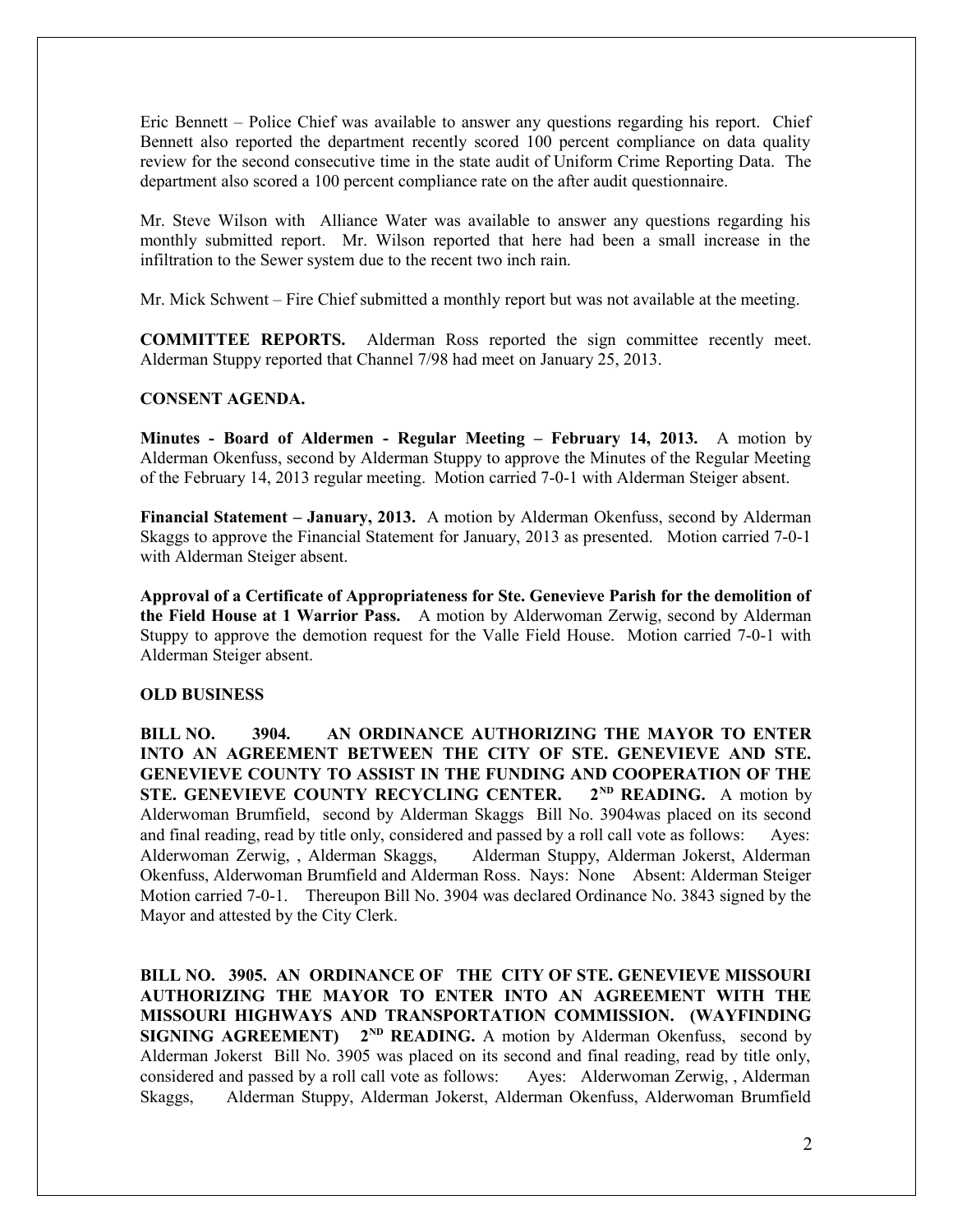Eric Bennett – Police Chief was available to answer any questions regarding his report. Chief Bennett also reported the department recently scored 100 percent compliance on data quality review for the second consecutive time in the state audit of Uniform Crime Reporting Data. The department also scored a 100 percent compliance rate on the after audit questionnaire.

Mr. Steve Wilson with Alliance Water was available to answer any questions regarding his monthly submitted report. Mr. Wilson reported that here had been a small increase in the infiltration to the Sewer system due to the recent two inch rain.

Mr. Mick Schwent – Fire Chief submitted a monthly report but was not available at the meeting.

**COMMITTEE REPORTS.** Alderman Ross reported the sign committee recently meet. Alderman Stuppy reported that Channel 7/98 had meet on January 25, 2013.

**CONSENT AGENDA.**

**Minutes - Board of Aldermen - Regular Meeting – February 14, 2013.** A motion by Alderman Okenfuss, second by Alderman Stuppy to approve the Minutes of the Regular Meeting of the February 14, 2013 regular meeting. Motion carried 7-0-1 with Alderman Steiger absent.

**Financial Statement – January, 2013.** A motion by Alderman Okenfuss, second by Alderman Skaggs to approve the Financial Statement for January, 2013 as presented. Motion carried 7-0-1 with Alderman Steiger absent.

**Approval of a Certificate of Appropriateness for Ste. Genevieve Parish for the demolition of the Field House at 1 Warrior Pass.** A motion by Alderwoman Zerwig, second by Alderman Stuppy to approve the demotion request for the Valle Field House. Motion carried 7-0-1 with Alderman Steiger absent.

**OLD BUSINESS**

**BILL NO. 3904. AN ORDINANCE AUTHORIZING THE MAYOR TO ENTER INTO AN AGREEMENT BETWEEN THE CITY OF STE. GENEVIEVE AND STE. GENEVIEVE COUNTY TO ASSIST IN THE FUNDING AND COOPERATION OF THE STE. GENEVIEVE COUNTY RECYCLING CENTER. 2ND READING.** A motion by Alderwoman Brumfield, second by Alderman Skaggs Bill No. 3904was placed on its second and final reading, read by title only, considered and passed by a roll call vote as follows: Ayes: Alderwoman Zerwig, , Alderman Skaggs, Alderman Stuppy, Alderman Jokerst, Alderman Okenfuss, Alderwoman Brumfield and Alderman Ross. Nays: None Absent: Alderman Steiger Motion carried 7-0-1. Thereupon Bill No. 3904 was declared Ordinance No. 3843 signed by the Mayor and attested by the City Clerk.

**BILL NO. 3905. AN ORDINANCE OF THE CITY OF STE. GENEVIEVE MISSOURI AUTHORIZING THE MAYOR TO ENTER INTO AN AGREEMENT WITH THE MISSOURI HIGHWAYS AND TRANSPORTATION COMMISSION. (WAYFINDING SIGNING AGREEMENT) 2ND READING.** A motion by Alderman Okenfuss, second by Alderman Jokerst Bill No. 3905 was placed on its second and final reading, read by title only, considered and passed by a roll call vote as follows: Ayes: Alderwoman Zerwig, , Alderman Skaggs, Alderman Stuppy, Alderman Jokerst, Alderman Okenfuss, Alderwoman Brumfield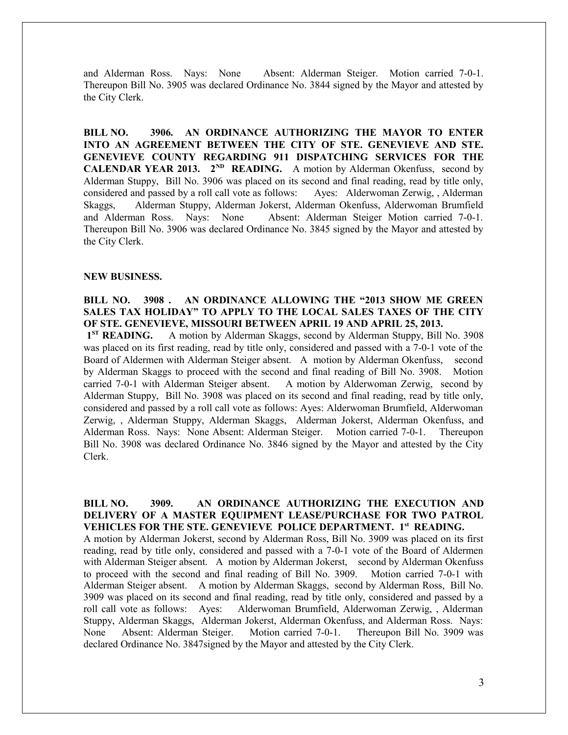and Alderman Ross. Nays: None Absent: Alderman Steiger. Motion carried 7-0-1. Thereupon Bill No. 3905 was declared Ordinance No. 3844 signed by the Mayor and attested by the City Clerk.

**BILL NO. 3906. AN ORDINANCE AUTHORIZING THE MAYOR TO ENTER INTO AN AGREEMENT BETWEEN THE CITY OF STE. GENEVIEVE AND STE. GENEVIEVE COUNTY REGARDING 911 DISPATCHING SERVICES FOR THE CALENDAR YEAR 2013. 2ND READING.** A motion by Alderman Okenfuss, second by Alderman Stuppy, Bill No. 3906 was placed on its second and final reading, read by title only, considered and passed by a roll call vote as follows: Ayes: Alderwoman Zerwig, , Alderman Skaggs, Alderman Stuppy, Alderman Jokerst, Alderman Okenfuss, Alderwoman Brumfield and Alderman Ross. Nays: None Absent: Alderman Steiger Motion carried 7-0-1. Thereupon Bill No. 3906 was declared Ordinance No. 3845 signed by the Mayor and attested by the City Clerk.

**NEW BUSINESS.**

**BILL NO. 3908 . AN ORDINANCE ALLOWING THE "2013 SHOW ME GREEN SALES TAX HOLIDAY" TO APPLY TO THE LOCAL SALES TAXES OF THE CITY OF STE. GENEVIEVE, MISSOURI BETWEEN APRIL 19 AND APRIL 25, 2013. 1ST READING.** A motion by Alderman Skaggs, second by Alderman Stuppy, Bill No. 3908 was placed on its first reading, read by title only, considered and passed with a 7-0-1 vote of the Board of Aldermen with Alderman Steiger absent. A motion by Alderman Okenfuss, second by Alderman Skaggs to proceed with the second and final reading of Bill No. 3908. Motion carried 7-0-1 with Alderman Steiger absent. A motion by Alderwoman Zerwig, second by Alderman Stuppy, Bill No. 3908 was placed on its second and final reading, read by title only, considered and passed by a roll call vote as follows: Ayes: Alderwoman Brumfield, Alderwoman Zerwig, , Alderman Stuppy, Alderman Skaggs, Alderman Jokerst, Alderman Okenfuss, and Alderman Ross. Nays: None Absent: Alderman Steiger. Motion carried 7-0-1. Thereupon Bill No. 3908 was declared Ordinance No. 3846 signed by the Mayor and attested by the City Clerk.

**BILL NO. 3909. AN ORDINANCE AUTHORIZING THE EXECUTION AND DELIVERY OF A MASTER EQUIPMENT LEASE/PURCHASE FOR TWO PATROL VEHICLES FOR THE STE. GENEVIEVE POLICE DEPARTMENT. 1st READING.**
A motion by Alderman Jokerst, second by Alderman Ross, Bill No. 3909 was placed on its first reading, read by title only, considered and passed with a 7-0-1 vote of the Board of Aldermen with Alderman Steiger absent. A motion by Alderman Jokerst, second by Alderman Okenfuss to proceed with the second and final reading of Bill No. 3909. Motion carried 7-0-1 with Alderman Steiger absent. A motion by Alderman Skaggs, second by Alderman Ross, Bill No. 3909 was placed on its second and final reading, read by title only, considered and passed by a roll call vote as follows: Ayes: Alderwoman Brumfield, Alderwoman Zerwig, , Alderman Stuppy, Alderman Skaggs, Alderman Jokerst, Alderman Okenfuss, and Alderman Ross. Nays: None Absent: Alderman Steiger. Motion carried 7-0-1. Thereupon Bill No. 3909 was declared Ordinance No. 3847signed by the Mayor and attested by the City Clerk.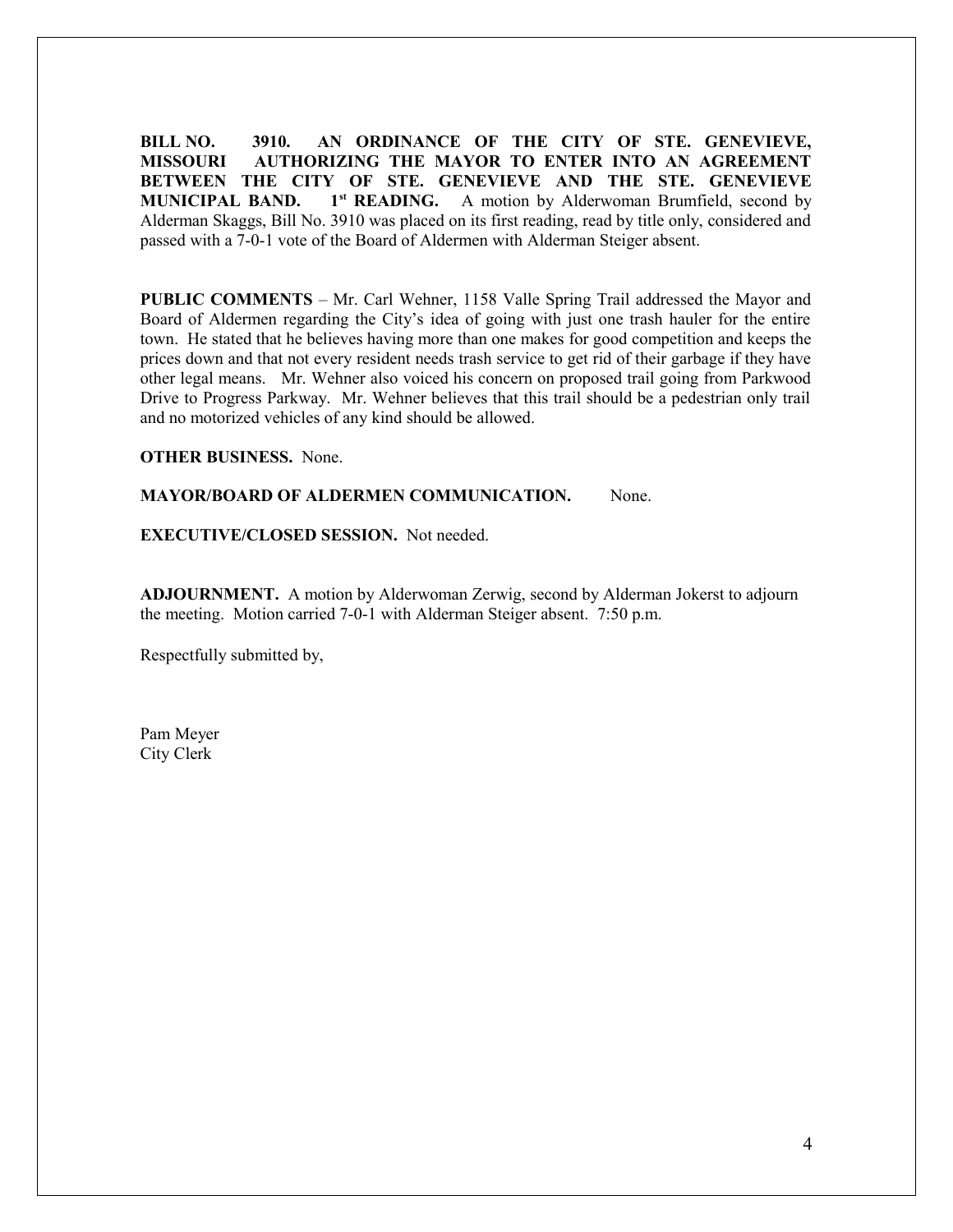**BILL NO. 3910. AN ORDINANCE OF THE CITY OF STE. GENEVIEVE, MISSOURI AUTHORIZING THE MAYOR TO ENTER INTO AN AGREEMENT BETWEEN THE CITY OF STE. GENEVIEVE AND THE STE. GENEVIEVE MUNICIPAL BAND. 1st READING.** A motion by Alderwoman Brumfield, second by Alderman Skaggs, Bill No. 3910 was placed on its first reading, read by title only, considered and passed with a 7-0-1 vote of the Board of Aldermen with Alderman Steiger absent.

**PUBLIC COMMENTS** – Mr. Carl Wehner, 1158 Valle Spring Trail addressed the Mayor and Board of Aldermen regarding the City's idea of going with just one trash hauler for the entire town. He stated that he believes having more than one makes for good competition and keeps the prices down and that not every resident needs trash service to get rid of their garbage if they have other legal means. Mr. Wehner also voiced his concern on proposed trail going from Parkwood Drive to Progress Parkway. Mr. Wehner believes that this trail should be a pedestrian only trail and no motorized vehicles of any kind should be allowed.

**OTHER BUSINESS.** None.

**MAYOR/BOARD OF ALDERMEN COMMUNICATION.** None.

**EXECUTIVE/CLOSED SESSION.** Not needed.

**ADJOURNMENT.** A motion by Alderwoman Zerwig, second by Alderman Jokerst to adjourn the meeting. Motion carried 7-0-1 with Alderman Steiger absent. 7:50 p.m.

Respectfully submitted by,

Pam Meyer
City Clerk